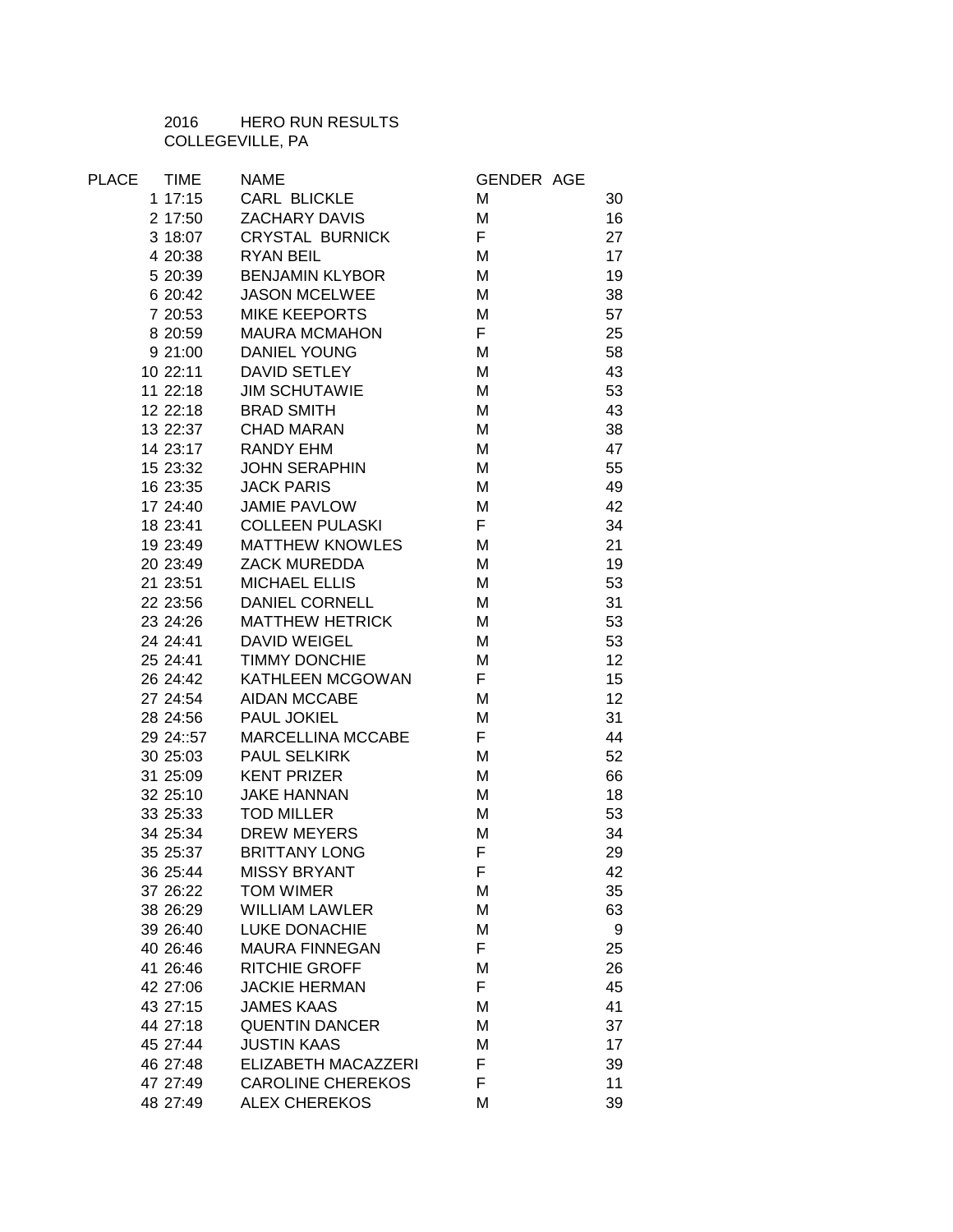2016 HERO RUN RESULTS

COLLEGEVILLE, PA

| PLACE | TIME | NAME | GENDER | AGE |
|---|---|---|---|---|
| 1 | 17:15 | CARL  BLICKLE | M | 30 |
| 2 | 17:50 | ZACHARY DAVIS | M | 16 |
| 3 | 18:07 | CRYSTAL  BURNICK | F | 27 |
| 4 | 20:38 | RYAN BEIL | M | 17 |
| 5 | 20:39 | BENJAMIN KLYBOR | M | 19 |
| 6 | 20:42 | JASON MCELWEE | M | 38 |
| 7 | 20:53 | MIKE KEEPORTS | M | 57 |
| 8 | 20:59 | MAURA MCMAHON | F | 25 |
| 9 | 21:00 | DANIEL YOUNG | M | 58 |
| 10 | 22:11 | DAVID SETLEY | M | 43 |
| 11 | 22:18 | JIM SCHUTAWIE | M | 53 |
| 12 | 22:18 | BRAD SMITH | M | 43 |
| 13 | 22:37 | CHAD MARAN | M | 38 |
| 14 | 23:17 | RANDY EHM | M | 47 |
| 15 | 23:32 | JOHN SERAPHIN | M | 55 |
| 16 | 23:35 | JACK PARIS | M | 49 |
| 17 | 24:40 | JAMIE PAVLOW | M | 42 |
| 18 | 23:41 | COLLEEN PULASKI | F | 34 |
| 19 | 23:49 | MATTHEW KNOWLES | M | 21 |
| 20 | 23:49 | ZACK MUREDDA | M | 19 |
| 21 | 23:51 | MICHAEL ELLIS | M | 53 |
| 22 | 23:56 | DANIEL CORNELL | M | 31 |
| 23 | 24:26 | MATTHEW HETRICK | M | 53 |
| 24 | 24:41 | DAVID WEIGEL | M | 53 |
| 25 | 24:41 | TIMMY DONCHIE | M | 12 |
| 26 | 24:42 | KATHLEEN MCGOWAN | F | 15 |
| 27 | 24:54 | AIDAN MCCABE | M | 12 |
| 28 | 24:56 | PAUL JOKIEL | M | 31 |
| 29 | 24::57 | MARCELLINA MCCABE | F | 44 |
| 30 | 25:03 | PAUL SELKIRK | M | 52 |
| 31 | 25:09 | KENT PRIZER | M | 66 |
| 32 | 25:10 | JAKE HANNAN | M | 18 |
| 33 | 25:33 | TOD MILLER | M | 53 |
| 34 | 25:34 | DREW MEYERS | M | 34 |
| 35 | 25:37 | BRITTANY LONG | F | 29 |
| 36 | 25:44 | MISSY BRYANT | F | 42 |
| 37 | 26:22 | TOM WIMER | M | 35 |
| 38 | 26:29 | WILLIAM LAWLER | M | 63 |
| 39 | 26:40 | LUKE DONACHIE | M | 9 |
| 40 | 26:46 | MAURA FINNEGAN | F | 25 |
| 41 | 26:46 | RITCHIE GROFF | M | 26 |
| 42 | 27:06 | JACKIE HERMAN | F | 45 |
| 43 | 27:15 | JAMES KAAS | M | 41 |
| 44 | 27:18 | QUENTIN DANCER | M | 37 |
| 45 | 27:44 | JUSTIN KAAS | M | 17 |
| 46 | 27:48 | ELIZABETH MACAZZERI | F | 39 |
| 47 | 27:49 | CAROLINE CHEREKOS | F | 11 |
| 48 | 27:49 | ALEX CHEREKOS | M | 39 |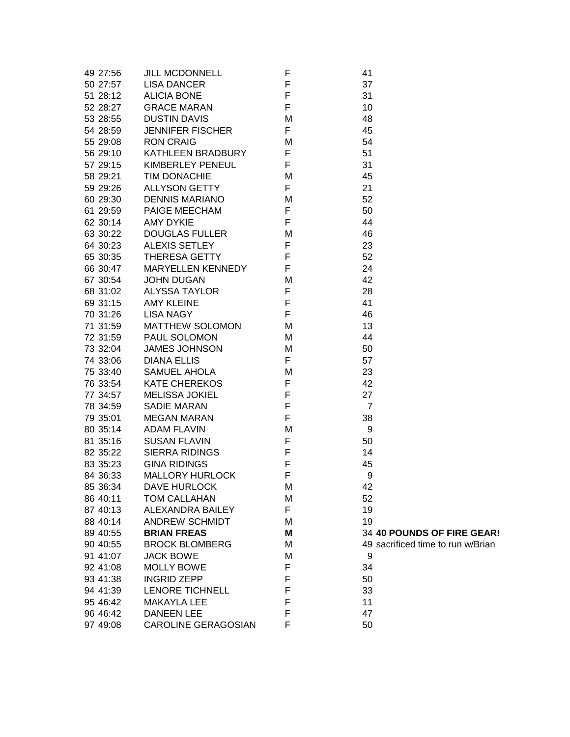| | | | | | |
|---|---|---|---|---|---|
| 49 | 27:56 | JILL MCDONNELL | F | 41 | |
| 50 | 27:57 | LISA DANCER | F | 37 | |
| 51 | 28:12 | ALICIA BONE | F | 31 | |
| 52 | 28:27 | GRACE MARAN | F | 10 | |
| 53 | 28:55 | DUSTIN DAVIS | M | 48 | |
| 54 | 28:59 | JENNIFER FISCHER | F | 45 | |
| 55 | 29:08 | RON CRAIG | M | 54 | |
| 56 | 29:10 | KATHLEEN BRADBURY | F | 51 | |
| 57 | 29:15 | KIMBERLEY PENEUL | F | 31 | |
| 58 | 29:21 | TIM DONACHIE | M | 45 | |
| 59 | 29:26 | ALLYSON GETTY | F | 21 | |
| 60 | 29:30 | DENNIS MARIANO | M | 52 | |
| 61 | 29:59 | PAIGE MEECHAM | F | 50 | |
| 62 | 30:14 | AMY DYKIE | F | 44 | |
| 63 | 30:22 | DOUGLAS FULLER | M | 46 | |
| 64 | 30:23 | ALEXIS SETLEY | F | 23 | |
| 65 | 30:35 | THERESA GETTY | F | 52 | |
| 66 | 30:47 | MARYELLEN KENNEDY | F | 24 | |
| 67 | 30:54 | JOHN DUGAN | M | 42 | |
| 68 | 31:02 | ALYSSA TAYLOR | F | 28 | |
| 69 | 31:15 | AMY KLEINE | F | 41 | |
| 70 | 31:26 | LISA NAGY | F | 46 | |
| 71 | 31:59 | MATTHEW SOLOMON | M | 13 | |
| 72 | 31:59 | PAUL SOLOMON | M | 44 | |
| 73 | 32:04 | JAMES JOHNSON | M | 50 | |
| 74 | 33:06 | DIANA ELLIS | F | 57 | |
| 75 | 33:40 | SAMUEL AHOLA | M | 23 | |
| 76 | 33:54 | KATE CHEREKOS | F | 42 | |
| 77 | 34:57 | MELISSA JOKIEL | F | 27 | |
| 78 | 34:59 | SADIE MARAN | F | 7 | |
| 79 | 35:01 | MEGAN MARAN | F | 38 | |
| 80 | 35:14 | ADAM FLAVIN | M | 9 | |
| 81 | 35:16 | SUSAN FLAVIN | F | 50 | |
| 82 | 35:22 | SIERRA RIDINGS | F | 14 | |
| 83 | 35:23 | GINA RIDINGS | F | 45 | |
| 84 | 36:33 | MALLORY HURLOCK | F | 9 | |
| 85 | 36:34 | DAVE HURLOCK | M | 42 | |
| 86 | 40:11 | TOM CALLAHAN | M | 52 | |
| 87 | 40:13 | ALEXANDRA BAILEY | F | 19 | |
| 88 | 40:14 | ANDREW SCHMIDT | M | 19 | |
| 89 | 40:55 | **BRIAN FREAS** | **M** | 34 | **40 POUNDS OF FIRE GEAR!** |
| 90 | 40:55 | BROCK BLOMBERG | M | 49 | sacrificed time to run w/Brian |
| 91 | 41:07 | JACK BOWE | M | 9 | |
| 92 | 41:08 | MOLLY BOWE | F | 34 | |
| 93 | 41:38 | INGRID ZEPP | F | 50 | |
| 94 | 41:39 | LENORE TICHNELL | F | 33 | |
| 95 | 46:42 | MAKAYLA LEE | F | 11 | |
| 96 | 46:42 | DANEEN LEE | F | 47 | |
| 97 | 49:08 | CAROLINE GERAGOSIAN | F | 50 | |